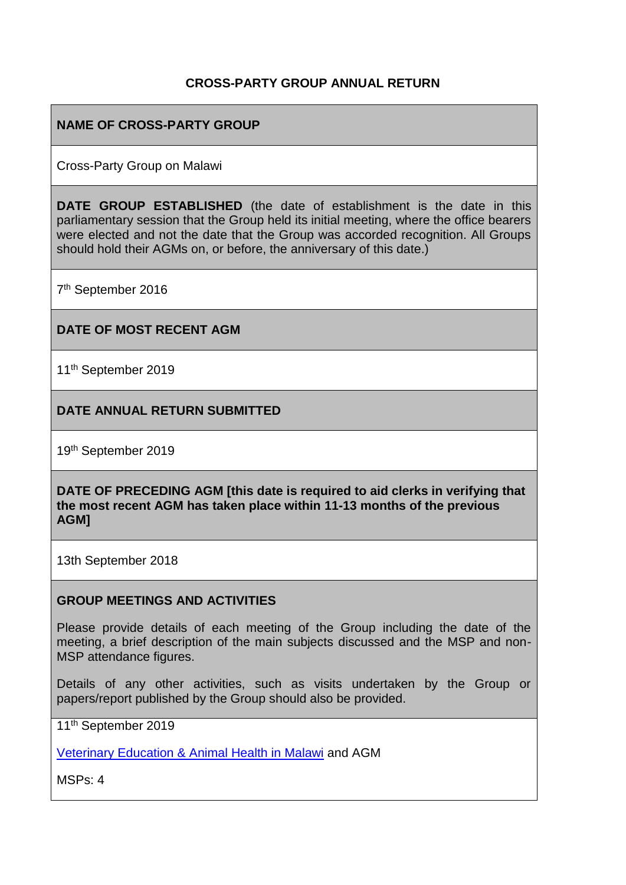# CROSS-PARTY GROUP ANNUAL RETURN

**NAME OF CROSS-PARTY GROUP**

Cross-Party Group on Malawi

**DATE GROUP ESTABLISHED** (the date of establishment is the date in this parliamentary session that the Group held its initial meeting, where the office bearers were elected and not the date that the Group was accorded recognition. All Groups should hold their AGMs on, or before, the anniversary of this date.)

7th September 2016

**DATE OF MOST RECENT AGM**

11th September 2019

**DATE ANNUAL RETURN SUBMITTED**

19th September 2019

**DATE OF PRECEDING AGM [this date is required to aid clerks in verifying that the most recent AGM has taken place within 11-13 months of the previous AGM]**

13th September 2018

**GROUP MEETINGS AND ACTIVITIES**

Please provide details of each meeting of the Group including the date of the meeting, a brief description of the main subjects discussed and the MSP and non-MSP attendance figures.

Details of any other activities, such as visits undertaken by the Group or papers/report published by the Group should also be provided.

11th September 2019

Veterinary Education & Animal Health in Malawi and AGM

MSPs: 4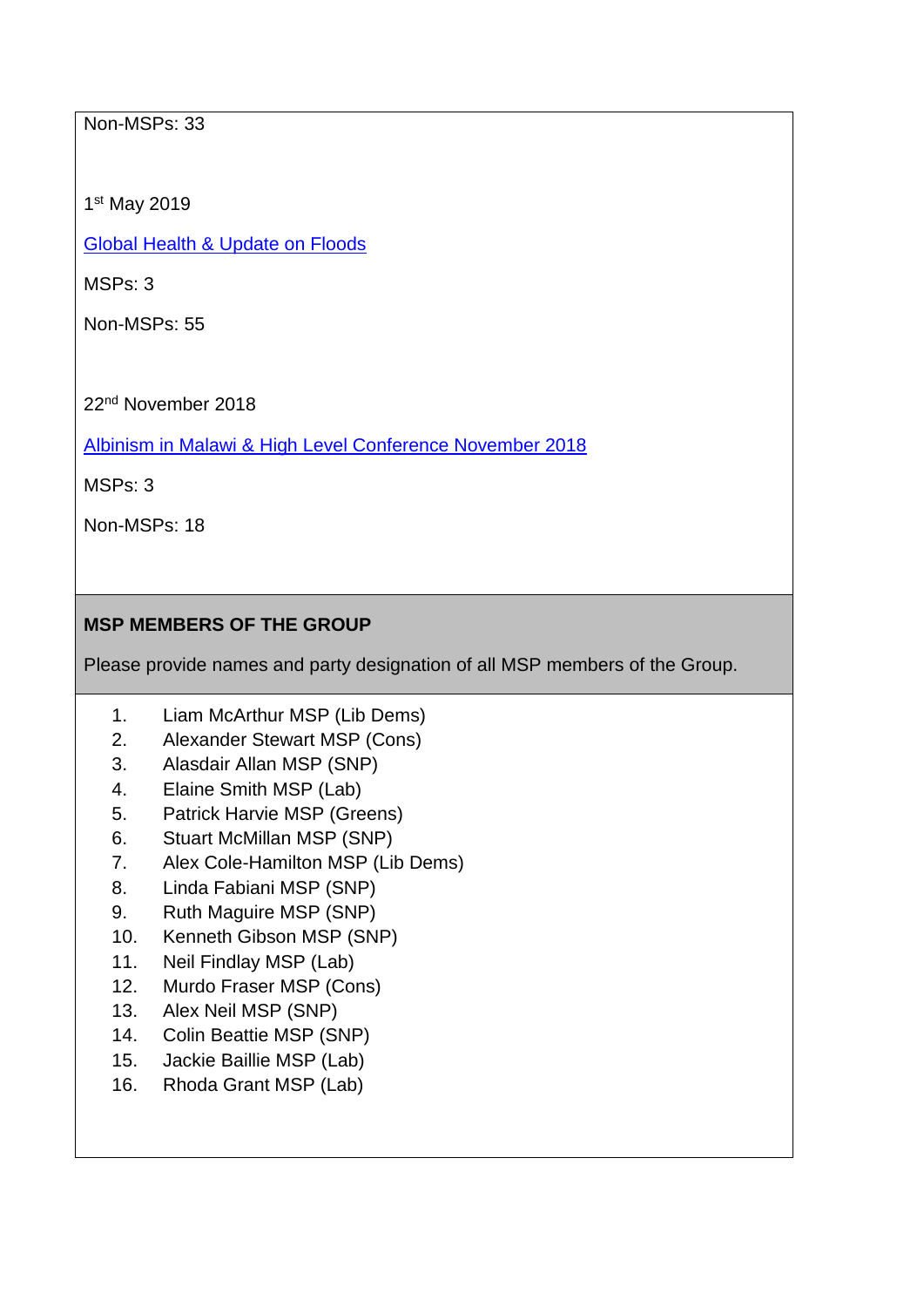Non-MSPs: 33

1st May 2019

[Global Health & Update on Floods]

MSPs: 3

Non-MSPs: 55

22nd November 2018

[Albinism in Malawi & High Level Conference November 2018]

MSPs: 3

Non-MSPs: 18

**MSP MEMBERS OF THE GROUP**

Please provide names and party designation of all MSP members of the Group.

1. Liam McArthur MSP (Lib Dems)
2. Alexander Stewart MSP (Cons)
3. Alasdair Allan MSP (SNP)
4. Elaine Smith MSP (Lab)
5. Patrick Harvie MSP (Greens)
6. Stuart McMillan MSP (SNP)
7. Alex Cole-Hamilton MSP (Lib Dems)
8. Linda Fabiani MSP (SNP)
9. Ruth Maguire MSP (SNP)
10. Kenneth Gibson MSP (SNP)
11. Neil Findlay MSP (Lab)
12. Murdo Fraser MSP (Cons)
13. Alex Neil MSP (SNP)
14. Colin Beattie MSP (SNP)
15. Jackie Baillie MSP (Lab)
16. Rhoda Grant MSP (Lab)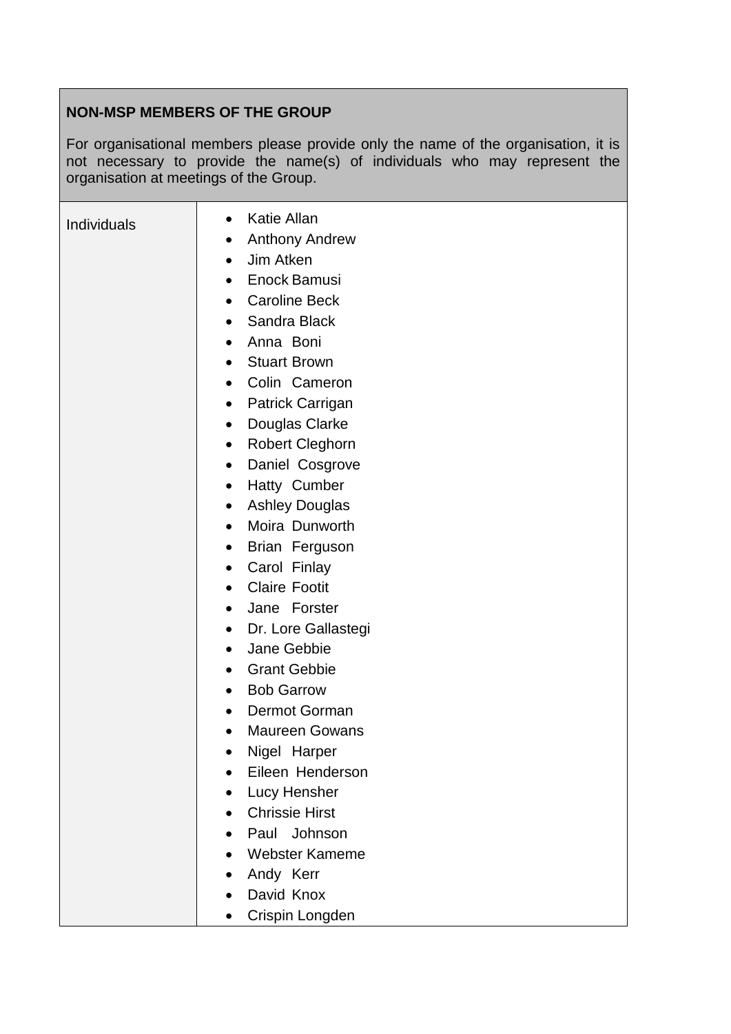| **NON-MSP MEMBERS OF THE GROUP**<br><br>For organisational members please provide only the name of the organisation, it is not necessary to provide the name(s) of individuals who may represent the organisation at meetings of the Group. | |
|---|---|
| Individuals | • Katie Allan<br>• Anthony Andrew<br>• Jim Atken<br>• Enock Bamusi<br>• Caroline Beck<br>• Sandra Black<br>• Anna Boni<br>• Stuart Brown<br>• Colin Cameron<br>• Patrick Carrigan<br>• Douglas Clarke<br>• Robert Cleghorn<br>• Daniel Cosgrove<br>• Hatty Cumber<br>• Ashley Douglas<br>• Moira Dunworth<br>• Brian Ferguson<br>• Carol Finlay<br>• Claire Footit<br>• Jane Forster<br>• Dr. Lore Gallastegi<br>• Jane Gebbie<br>• Grant Gebbie<br>• Bob Garrow<br>• Dermot Gorman<br>• Maureen Gowans<br>• Nigel Harper<br>• Eileen Henderson<br>• Lucy Hensher<br>• Chrissie Hirst<br>• Paul Johnson<br>• Webster Kameme<br>• Andy Kerr<br>• David Knox<br>• Crispin Longden |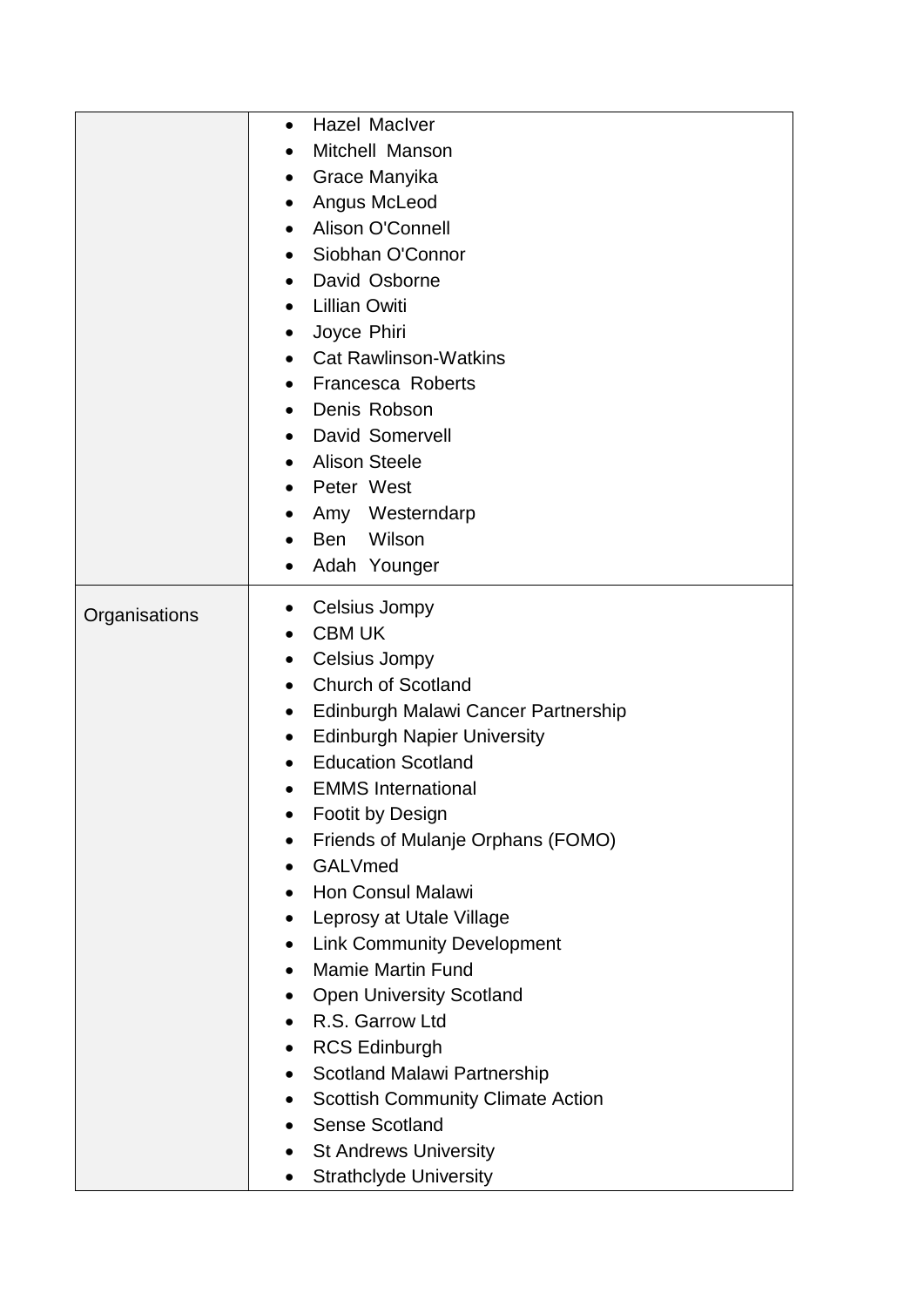| | |
|---|---|
| | <ul><li>Hazel MacIver</li><li>Mitchell Manson</li><li>Grace Manyika</li><li>Angus McLeod</li><li>Alison O'Connell</li><li>Siobhan O'Connor</li><li>David Osborne</li><li>Lillian Owiti</li><li>Joyce Phiri</li><li>Cat Rawlinson-Watkins</li><li>Francesca Roberts</li><li>Denis Robson</li><li>David Somervell</li><li>Alison Steele</li><li>Peter West</li><li>Amy Westerndarp</li><li>Ben Wilson</li><li>Adah Younger</li></ul> |
| Organisations | <ul><li>Celsius Jompy</li><li>CBM UK</li><li>Celsius Jompy</li><li>Church of Scotland</li><li>Edinburgh Malawi Cancer Partnership</li><li>Edinburgh Napier University</li><li>Education Scotland</li><li>EMMS International</li><li>Footit by Design</li><li>Friends of Mulanje Orphans (FOMO)</li><li>GALVmed</li><li>Hon Consul Malawi</li><li>Leprosy at Utale Village</li><li>Link Community Development</li><li>Mamie Martin Fund</li><li>Open University Scotland</li><li>R.S. Garrow Ltd</li><li>RCS Edinburgh</li><li>Scotland Malawi Partnership</li><li>Scottish Community Climate Action</li><li>Sense Scotland</li><li>St Andrews University</li><li>Strathclyde University</li></ul> |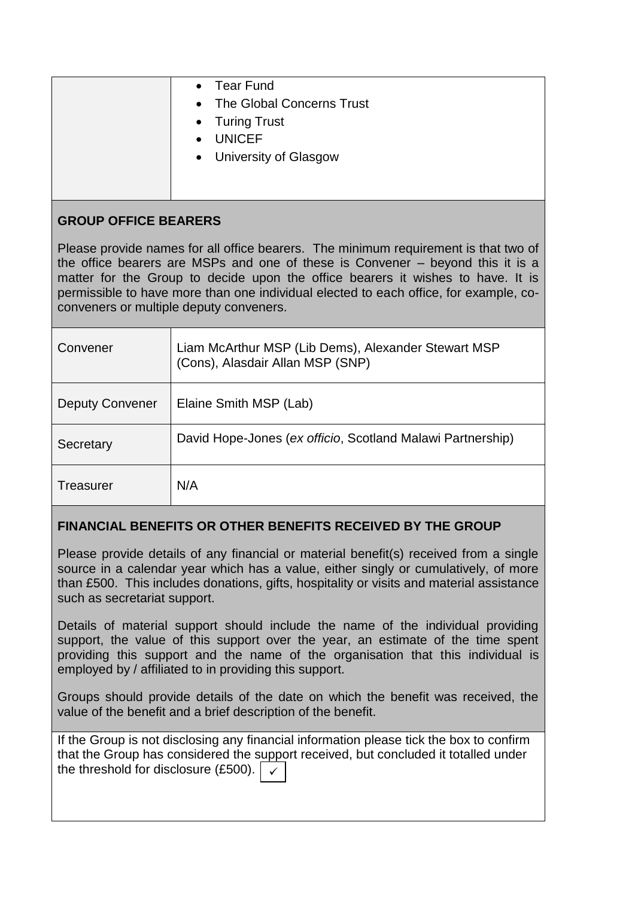| | • Tear Fund<br>• The Global Concerns Trust<br>• Turing Trust<br>• UNICEF<br>• University of Glasgow |
|---|---|

## GROUP OFFICE BEARERS

Please provide names for all office bearers. The minimum requirement is that two of the office bearers are MSPs and one of these is Convener – beyond this it is a matter for the Group to decide upon the office bearers it wishes to have. It is permissible to have more than one individual elected to each office, for example, co-conveners or multiple deputy conveners.

| | |
|---|---|
| Convener | Liam McArthur MSP (Lib Dems), Alexander Stewart MSP (Cons), Alasdair Allan MSP (SNP) |
| Deputy Convener | Elaine Smith MSP (Lab) |
| Secretary | David Hope-Jones (*ex officio*, Scotland Malawi Partnership) |
| Treasurer | N/A |

## FINANCIAL BENEFITS OR OTHER BENEFITS RECEIVED BY THE GROUP

Please provide details of any financial or material benefit(s) received from a single source in a calendar year which has a value, either singly or cumulatively, of more than £500. This includes donations, gifts, hospitality or visits and material assistance such as secretariat support.

Details of material support should include the name of the individual providing support, the value of this support over the year, an estimate of the time spent providing this support and the name of the organisation that this individual is employed by / affiliated to in providing this support.

Groups should provide details of the date on which the benefit was received, the value of the benefit and a brief description of the benefit.

If the Group is not disclosing any financial information please tick the box to confirm that the Group has considered the support received, but concluded it totalled under the threshold for disclosure (£500). ✓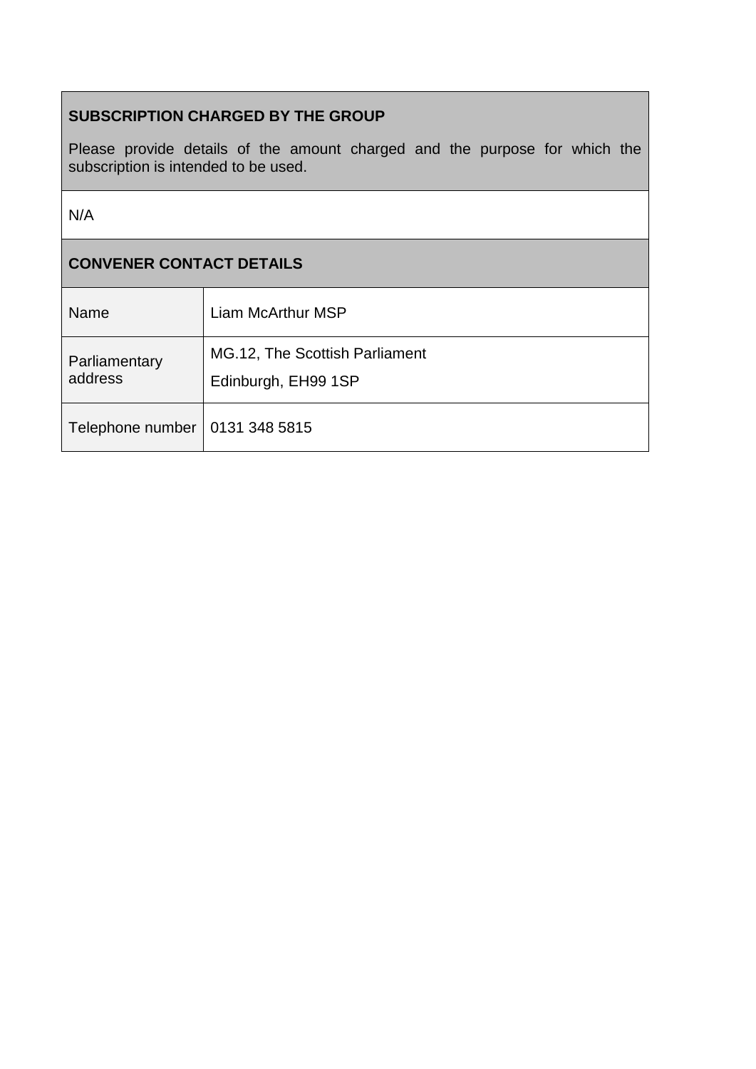| SUBSCRIPTION CHARGED BY THE GROUP<br><br>Please provide details of the amount charged and the purpose for which the subscription is intended to be used. |
|---|
| N/A |

| CONVENER CONTACT DETAILS | |
|---|---|
| Name | Liam McArthur MSP |
| Parliamentary address | MG.12, The Scottish Parliament<br>Edinburgh, EH99 1SP |
| Telephone number | 0131 348 5815 |